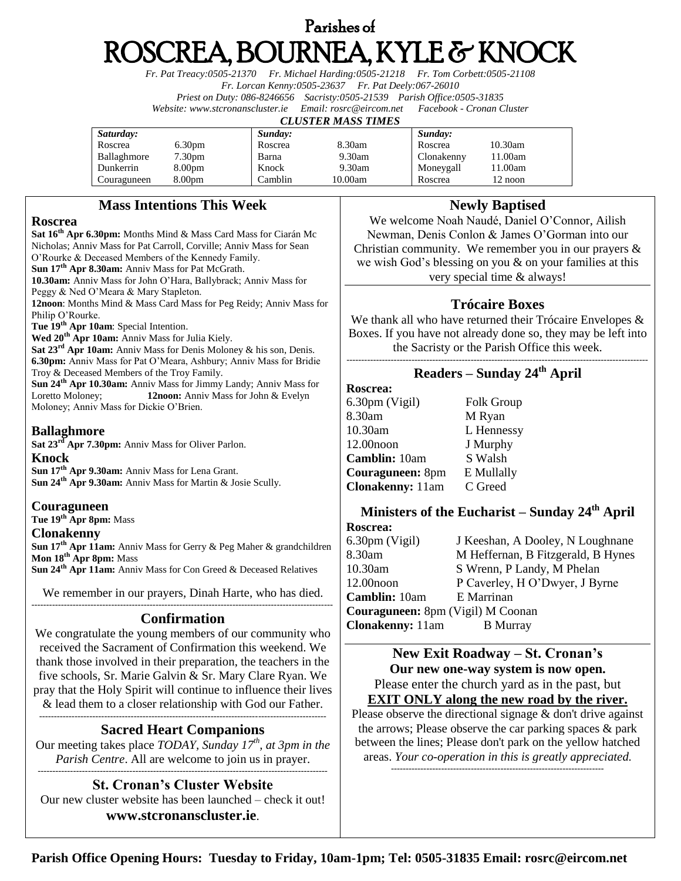# Parishes of
# ROSCREA, BOURNEA, KYLE & KNOCK

*Fr. Pat Treacy:0505-21370 Fr. Michael Harding:0505-21218 Fr. Tom Corbett:0505-21108*
*Fr. Lorcan Kenny:0505-23637 Fr. Pat Deely:067-26010*
*Priest on Duty: 086-8246656 Sacristy:0505-21539 Parish Office:0505-31835*
*Website: www.stcronanscluster.ie Email: rosrc@eircom.net Facebook - Cronan Cluster*

***CLUSTER MASS TIMES***

| *Saturday:* | | *Sunday:* | | *Sunday:* | |
|---|---|---|---|---|---|
| Roscrea | 6.30pm | Roscrea | 8.30am | Roscrea | 10.30am |
| Ballaghmore | 7.30pm | Barna | 9.30am | Clonakenny | 11.00am |
| Dunkerrin | 8.00pm | Knock | 9.30am | Moneygall | 11.00am |
| Couraguneen | 8.00pm | Camblin | 10.00am | Roscrea | 12 noon |

## Mass Intentions This Week

### Roscrea

**Sat 16th Apr 6.30pm:** Months Mind & Mass Card Mass for Ciarán Mc Nicholas; Anniv Mass for Pat Carroll, Corville; Anniv Mass for Sean O'Rourke & Deceased Members of the Kennedy Family.
**Sun 17th Apr 8.30am:** Anniv Mass for Pat McGrath.
**10.30am:** Anniv Mass for John O'Hara, Ballybrack; Anniv Mass for Peggy & Ned O'Meara & Mary Stapleton.
**12noon**: Months Mind & Mass Card Mass for Peg Reidy; Anniv Mass for Philip O'Rourke.
**Tue 19th Apr 10am**: Special Intention.
**Wed 20th Apr 10am:** Anniv Mass for Julia Kiely.
**Sat 23rd Apr 10am:** Anniv Mass for Denis Moloney & his son, Denis.
**6.30pm:** Anniv Mass for Pat O'Meara, Ashbury; Anniv Mass for Bridie Troy & Deceased Members of the Troy Family.
**Sun 24th Apr 10.30am:** Anniv Mass for Jimmy Landy; Anniv Mass for Loretto Moloney; **12noon:** Anniv Mass for John & Evelyn Moloney; Anniv Mass for Dickie O'Brien.

### Ballaghmore

**Sat 23rd Apr 7.30pm:** Anniv Mass for Oliver Parlon.

### Knock

**Sun 17th Apr 9.30am:** Anniv Mass for Lena Grant.
**Sun 24th Apr 9.30am:** Anniv Mass for Martin & Josie Scully.

### Couraguneen

**Tue 19th Apr 8pm:** Mass

### Clonakenny

**Sun 17th Apr 11am:** Anniv Mass for Gerry & Peg Maher & grandchildren
**Mon 18th Apr 8pm:** Mass
**Sun 24th Apr 11am:** Anniv Mass for Con Greed & Deceased Relatives

We remember in our prayers, Dinah Harte, who has died.

## Confirmation

We congratulate the young members of our community who received the Sacrament of Confirmation this weekend. We thank those involved in their preparation, the teachers in the five schools, Sr. Marie Galvin & Sr. Mary Clare Ryan. We pray that the Holy Spirit will continue to influence their lives & lead them to a closer relationship with God our Father.

## Sacred Heart Companions

Our meeting takes place *TODAY, Sunday 17th, at 3pm in the Parish Centre*. All are welcome to join us in prayer.

## St. Cronan's Cluster Website

Our new cluster website has been launched – check it out!
**www.stcronanscluster.ie**.

## Newly Baptised

We welcome Noah Naudé, Daniel O'Connor, Ailish Newman, Denis Conlon & James O'Gorman into our Christian community. We remember you in our prayers & we wish God's blessing on you & on your families at this very special time & always!

## Trócaire Boxes

We thank all who have returned their Trócaire Envelopes & Boxes. If you have not already done so, they may be left into the Sacristy or the Parish Office this week.

## Readers – Sunday 24th April

**Roscrea:**

| | |
|---|---|
| 6.30pm (Vigil) | Folk Group |
| 8.30am | M Ryan |
| 10.30am | L Hennessy |
| 12.00noon | J Murphy |
| **Camblin:** 10am | S Walsh |
| **Couraguneen:** 8pm | E Mullally |
| **Clonakenny:** 11am | C Greed |

## Ministers of the Eucharist – Sunday 24th April

**Roscrea:**

| | |
|---|---|
| 6.30pm (Vigil) | J Keeshan, A Dooley, N Loughnane |
| 8.30am | M Heffernan, B Fitzgerald, B Hynes |
| 10.30am | S Wrenn, P Landy, M Phelan |
| 12.00noon | P Caverley, H O'Dwyer, J Byrne |
| **Camblin:** 10am | E Marrinan |
| **Couraguneen:** 8pm (Vigil) | M Coonan |
| **Clonakenny:** 11am | B Murray |

## New Exit Roadway – St. Cronan's

**Our new one-way system is now open.**
Please enter the church yard as in the past, but
**EXIT ONLY along the new road by the river.**
Please observe the directional signage & don't drive against the arrows; Please observe the car parking spaces & park between the lines; Please don't park on the yellow hatched areas. *Your co-operation in this is greatly appreciated.*

**Parish Office Opening Hours: Tuesday to Friday, 10am-1pm; Tel: 0505-31835 Email: rosrc@eircom.net**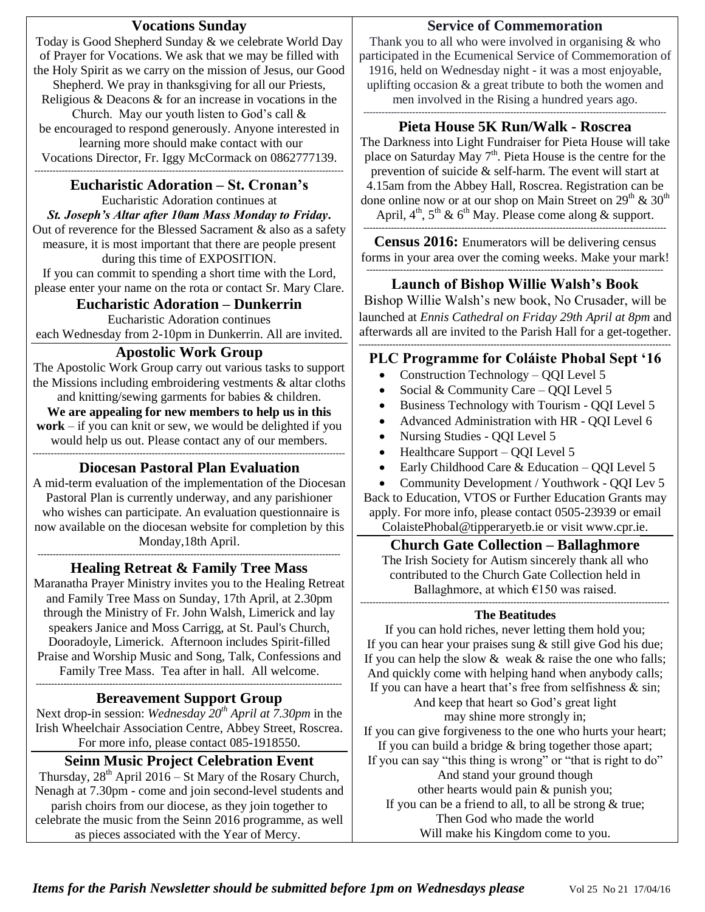## Vocations Sunday

Today is Good Shepherd Sunday & we celebrate World Day of Prayer for Vocations. We ask that we may be filled with the Holy Spirit as we carry on the mission of Jesus, our Good Shepherd. We pray in thanksgiving for all our Priests, Religious & Deacons & for an increase in vocations in the Church. May our youth listen to God's call & be encouraged to respond generously. Anyone interested in learning more should make contact with our Vocations Director, Fr. Iggy McCormack on 0862777139.

## Eucharistic Adoration – St. Cronan's

Eucharistic Adoration continues at
***St. Joseph's Altar after 10am Mass Monday to Friday*.**
Out of reverence for the Blessed Sacrament & also as a safety measure, it is most important that there are people present during this time of EXPOSITION.
If you can commit to spending a short time with the Lord, please enter your name on the rota or contact Sr. Mary Clare.

## Eucharistic Adoration – Dunkerrin

Eucharistic Adoration continues
each Wednesday from 2-10pm in Dunkerrin. All are invited.

## Apostolic Work Group

The Apostolic Work Group carry out various tasks to support the Missions including embroidering vestments & altar cloths and knitting/sewing garments for babies & children.
**We are appealing for new members to help us in this work** – if you can knit or sew, we would be delighted if you would help us out. Please contact any of our members.

## Diocesan Pastoral Plan Evaluation

A mid-term evaluation of the implementation of the Diocesan Pastoral Plan is currently underway, and any parishioner who wishes can participate. An evaluation questionnaire is now available on the diocesan website for completion by this Monday,18th April.

## Healing Retreat & Family Tree Mass

Maranatha Prayer Ministry invites you to the Healing Retreat and Family Tree Mass on Sunday, 17th April, at 2.30pm through the Ministry of Fr. John Walsh, Limerick and lay speakers Janice and Moss Carrigg, at St. Paul's Church, Dooradoyle, Limerick. Afternoon includes Spirit-filled Praise and Worship Music and Song, Talk, Confessions and Family Tree Mass. Tea after in hall. All welcome.

## Bereavement Support Group

Next drop-in session: *Wednesday 20th April at 7.30pm* in the Irish Wheelchair Association Centre, Abbey Street, Roscrea. For more info, please contact 085-1918550.

## Seinn Music Project Celebration Event

Thursday, 28th April 2016 – St Mary of the Rosary Church, Nenagh at 7.30pm - come and join second-level students and parish choirs from our diocese, as they join together to celebrate the music from the Seinn 2016 programme, as well as pieces associated with the Year of Mercy.

## Service of Commemoration

Thank you to all who were involved in organising & who participated in the Ecumenical Service of Commemoration of 1916, held on Wednesday night - it was a most enjoyable, uplifting occasion & a great tribute to both the women and men involved in the Rising a hundred years ago.

## Pieta House 5K Run/Walk - Roscrea

The Darkness into Light Fundraiser for Pieta House will take place on Saturday May 7th. Pieta House is the centre for the prevention of suicide & self-harm. The event will start at 4.15am from the Abbey Hall, Roscrea. Registration can be done online now or at our shop on Main Street on 29th & 30th April, 4th, 5th & 6th May. Please come along & support.

**Census 2016:** Enumerators will be delivering census forms in your area over the coming weeks. Make your mark!

## Launch of Bishop Willie Walsh's Book

Bishop Willie Walsh's new book, No Crusader, will be launched at *Ennis Cathedral on Friday 29th April at 8pm* and afterwards all are invited to the Parish Hall for a get-together.

## PLC Programme for Coláiste Phobal Sept '16

- Construction Technology – QQI Level 5
- Social & Community Care – QQI Level 5
- Business Technology with Tourism - QQI Level 5
- Advanced Administration with HR - QQI Level 6
- Nursing Studies - QQI Level 5
- Healthcare Support – QQI Level 5
- Early Childhood Care & Education – QQI Level 5
- Community Development / Youthwork - QQI Lev 5

Back to Education, VTOS or Further Education Grants may apply. For more info, please contact 0505-23939 or email ColaistePhobal@tipperaryetb.ie or visit www.cpr.ie.

## Church Gate Collection – Ballaghmore

The Irish Society for Autism sincerely thank all who contributed to the Church Gate Collection held in Ballaghmore, at which €150 was raised.

### The Beatitudes

If you can hold riches, never letting them hold you;
If you can hear your praises sung & still give God his due;
If you can help the slow & weak & raise the one who falls;
And quickly come with helping hand when anybody calls;
If you can have a heart that's free from selfishness & sin;
And keep that heart so God's great light
may shine more strongly in;
If you can give forgiveness to the one who hurts your heart;
If you can build a bridge & bring together those apart;
If you can say "this thing is wrong" or "that is right to do"
And stand your ground though
other hearts would pain & punish you;
If you can be a friend to all, to all be strong & true;
Then God who made the world
Will make his Kingdom come to you.

***Items for the Parish Newsletter should be submitted before 1pm on Wednesdays please***